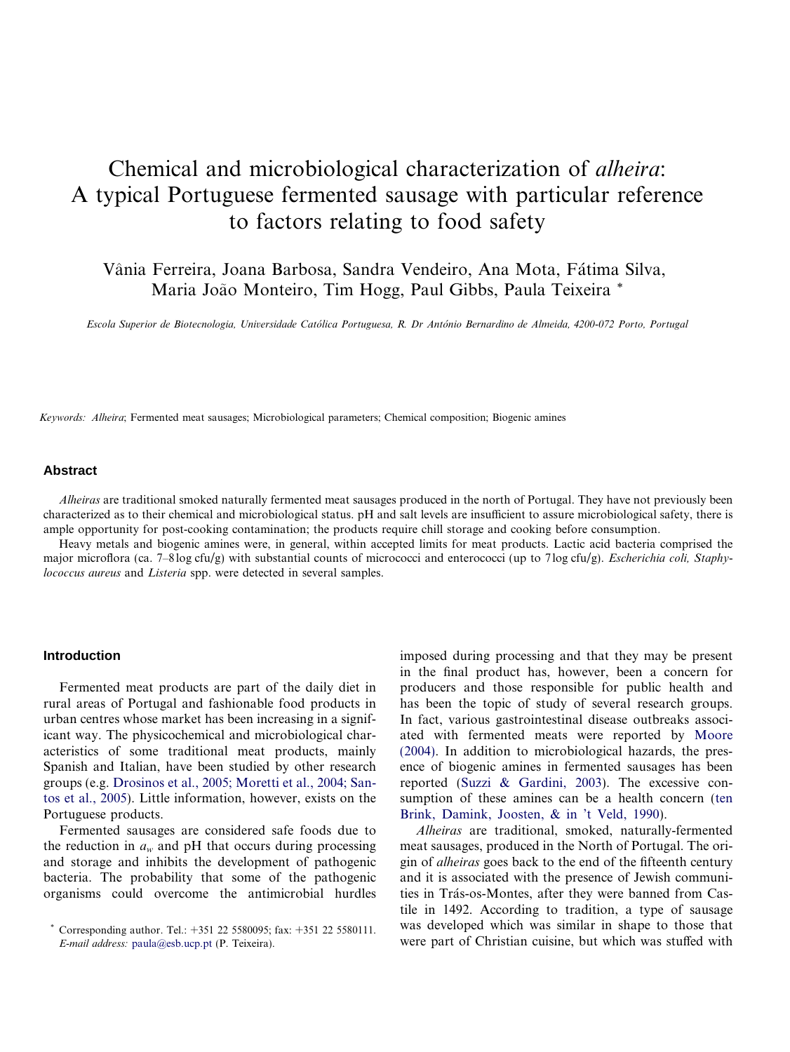# Chemical and microbiological characterization of *alheira*: A typical Portuguese fermented sausage with particular reference to factors relating to food safety

Vânia Ferreira, Joana Barbosa, Sandra Vendeiro, Ana Mota, Fátima Silva, Maria João Monteiro, Tim Hogg, Paul Gibbs, Paula Teixeira *

*Escola Superior de Biotecnologia, Universidade Católica Portuguesa, R. Dr António Bernardino de Almeida, 4200-072 Porto, Portugal*

*Keywords:* *Alheira*; Fermented meat sausages; Microbiological parameters; Chemical composition; Biogenic amines

## Abstract

*Alheiras* are traditional smoked naturally fermented meat sausages produced in the north of Portugal. They have not previously been characterized as to their chemical and microbiological status. pH and salt levels are insufficient to assure microbiological safety, there is ample opportunity for post-cooking contamination; the products require chill storage and cooking before consumption.

Heavy metals and biogenic amines were, in general, within accepted limits for meat products. Lactic acid bacteria comprised the major microflora (ca. 7–8 log cfu/g) with substantial counts of micrococci and enterococci (up to 7 log cfu/g). *Escherichia coli, Staphylococcus aureus* and *Listeria* spp. were detected in several samples.

## Introduction

Fermented meat products are part of the daily diet in rural areas of Portugal and fashionable food products in urban centres whose market has been increasing in a significant way. The physicochemical and microbiological characteristics of some traditional meat products, mainly Spanish and Italian, have been studied by other research groups (e.g. Drosinos et al., 2005; Moretti et al., 2004; Santos et al., 2005). Little information, however, exists on the Portuguese products.

Fermented sausages are considered safe foods due to the reduction in $a_w$ and pH that occurs during processing and storage and inhibits the development of pathogenic bacteria. The probability that some of the pathogenic organisms could overcome the antimicrobial hurdles imposed during processing and that they may be present in the final product has, however, been a concern for producers and those responsible for public health and has been the topic of study of several research groups. In fact, various gastrointestinal disease outbreaks associated with fermented meats were reported by Moore (2004). In addition to microbiological hazards, the presence of biogenic amines in fermented sausages has been reported (Suzzi & Gardini, 2003). The excessive consumption of these amines can be a health concern (ten Brink, Damink, Joosten, & in 't Veld, 1990).

*Alheiras* are traditional, smoked, naturally-fermented meat sausages, produced in the North of Portugal. The origin of *alheiras* goes back to the end of the fifteenth century and it is associated with the presence of Jewish communities in Trás-os-Montes, after they were banned from Castile in 1492. According to tradition, a type of sausage was developed which was similar in shape to those that were part of Christian cuisine, but which was stuffed with

* Corresponding author. Tel.: +351 22 5580095; fax: +351 22 5580111. *E-mail address:* paula@esb.ucp.pt (P. Teixeira).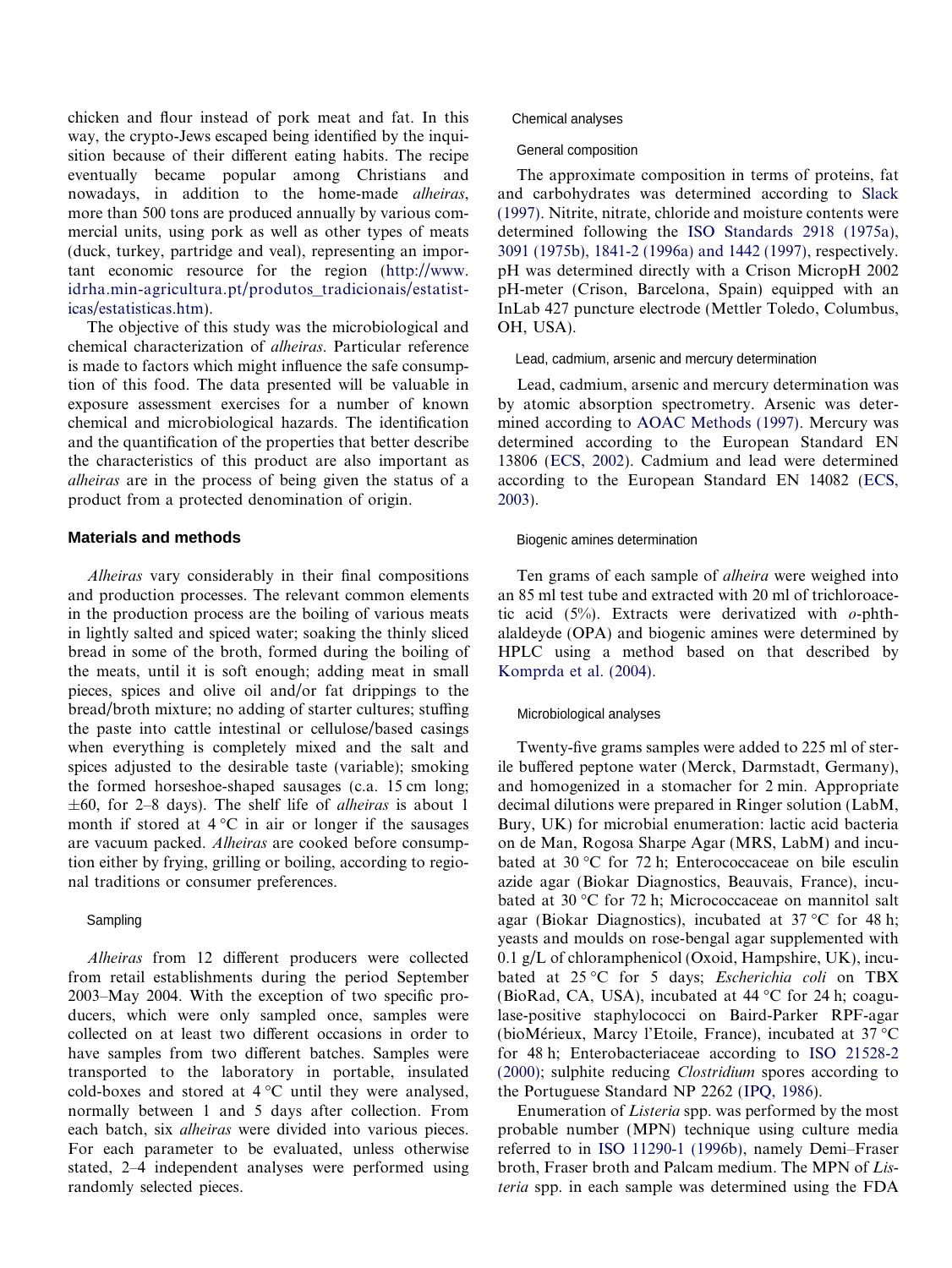chicken and flour instead of pork meat and fat. In this way, the crypto-Jews escaped being identified by the inquisition because of their different eating habits. The recipe eventually became popular among Christians and nowadays, in addition to the home-made *alheiras*, more than 500 tons are produced annually by various commercial units, using pork as well as other types of meats (duck, turkey, partridge and veal), representing an important economic resource for the region (http://www.idrha.min-agricultura.pt/produtos_tradicionais/estatisticas/estatisticas.htm).

The objective of this study was the microbiological and chemical characterization of *alheiras*. Particular reference is made to factors which might influence the safe consumption of this food. The data presented will be valuable in exposure assessment exercises for a number of known chemical and microbiological hazards. The identification and the quantification of the properties that better describe the characteristics of this product are also important as *alheiras* are in the process of being given the status of a product from a protected denomination of origin.

## Materials and methods

*Alheiras* vary considerably in their final compositions and production processes. The relevant common elements in the production process are the boiling of various meats in lightly salted and spiced water; soaking the thinly sliced bread in some of the broth, formed during the boiling of the meats, until it is soft enough; adding meat in small pieces, spices and olive oil and/or fat drippings to the bread/broth mixture; no adding of starter cultures; stuffing the paste into cattle intestinal or cellulose/based casings when everything is completely mixed and the salt and spices adjusted to the desirable taste (variable); smoking the formed horseshoe-shaped sausages (c.a. 15 cm long; ±60, for 2–8 days). The shelf life of *alheiras* is about 1 month if stored at 4 °C in air or longer if the sausages are vacuum packed. *Alheiras* are cooked before consumption either by frying, grilling or boiling, according to regional traditions or consumer preferences.

### Sampling

*Alheiras* from 12 different producers were collected from retail establishments during the period September 2003–May 2004. With the exception of two specific producers, which were only sampled once, samples were collected on at least two different occasions in order to have samples from two different batches. Samples were transported to the laboratory in portable, insulated cold-boxes and stored at 4 °C until they were analysed, normally between 1 and 5 days after collection. From each batch, six *alheiras* were divided into various pieces. For each parameter to be evaluated, unless otherwise stated, 2–4 independent analyses were performed using randomly selected pieces.

### Chemical analyses

#### General composition

The approximate composition in terms of proteins, fat and carbohydrates was determined according to Slack (1997). Nitrite, nitrate, chloride and moisture contents were determined following the ISO Standards 2918 (1975a), 3091 (1975b), 1841-2 (1996a) and 1442 (1997), respectively. pH was determined directly with a Crison MicropH 2002 pH-meter (Crison, Barcelona, Spain) equipped with an InLab 427 puncture electrode (Mettler Toledo, Columbus, OH, USA).

#### Lead, cadmium, arsenic and mercury determination

Lead, cadmium, arsenic and mercury determination was by atomic absorption spectrometry. Arsenic was determined according to AOAC Methods (1997). Mercury was determined according to the European Standard EN 13806 (ECS, 2002). Cadmium and lead were determined according to the European Standard EN 14082 (ECS, 2003).

#### Biogenic amines determination

Ten grams of each sample of *alheira* were weighed into an 85 ml test tube and extracted with 20 ml of trichloroacetic acid (5%). Extracts were derivatized with *o*-phthalaldeyde (OPA) and biogenic amines were determined by HPLC using a method based on that described by Komprda et al. (2004).

### Microbiological analyses

Twenty-five grams samples were added to 225 ml of sterile buffered peptone water (Merck, Darmstadt, Germany), and homogenized in a stomacher for 2 min. Appropriate decimal dilutions were prepared in Ringer solution (LabM, Bury, UK) for microbial enumeration: lactic acid bacteria on de Man, Rogosa Sharpe Agar (MRS, LabM) and incubated at 30 °C for 72 h; Enterococcaceae on bile esculin azide agar (Biokar Diagnostics, Beauvais, France), incubated at 30 °C for 72 h; Micrococcaceae on mannitol salt agar (Biokar Diagnostics), incubated at 37 °C for 48 h; yeasts and moulds on rose-bengal agar supplemented with 0.1 g/L of chloramphenicol (Oxoid, Hampshire, UK), incubated at 25 °C for 5 days; *Escherichia coli* on TBX (BioRad, CA, USA), incubated at 44 °C for 24 h; coagulase-positive staphylococci on Baird-Parker RPF-agar (bioMérieux, Marcy l'Etoile, France), incubated at 37 °C for 48 h; Enterobacteriaceae according to ISO 21528-2 (2000); sulphite reducing *Clostridium* spores according to the Portuguese Standard NP 2262 (IPQ, 1986).

Enumeration of *Listeria* spp. was performed by the most probable number (MPN) technique using culture media referred to in ISO 11290-1 (1996b), namely Demi–Fraser broth, Fraser broth and Palcam medium. The MPN of *Listeria* spp. in each sample was determined using the FDA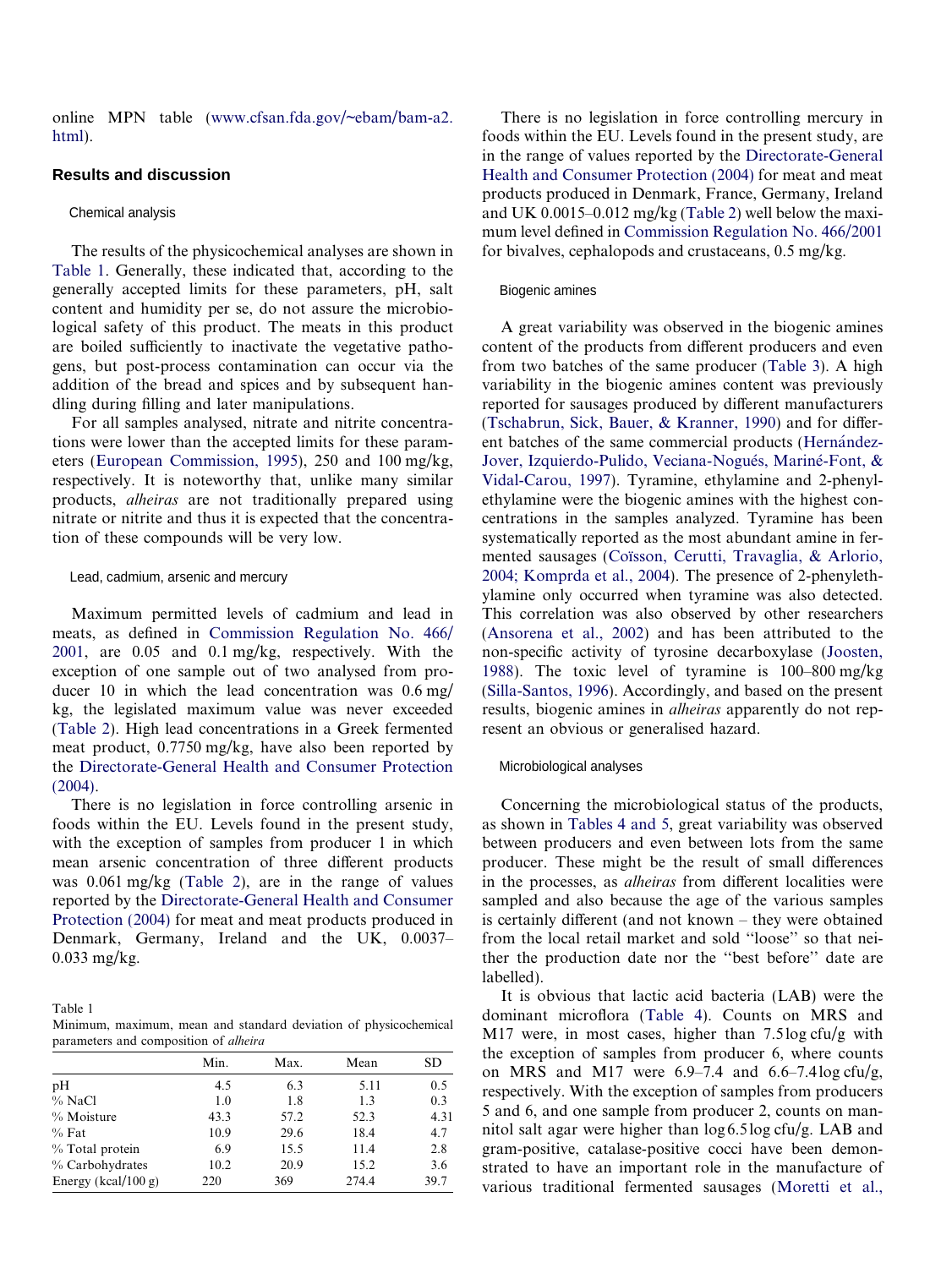online MPN table (www.cfsan.fda.gov/~ebam/bam-a2.html).

## Results and discussion

### Chemical analysis

The results of the physicochemical analyses are shown in Table 1. Generally, these indicated that, according to the generally accepted limits for these parameters, pH, salt content and humidity per se, do not assure the microbiological safety of this product. The meats in this product are boiled sufficiently to inactivate the vegetative pathogens, but post-process contamination can occur via the addition of the bread and spices and by subsequent handling during filling and later manipulations.

For all samples analysed, nitrate and nitrite concentrations were lower than the accepted limits for these parameters (European Commission, 1995), 250 and 100 mg/kg, respectively. It is noteworthy that, unlike many similar products, *alheiras* are not traditionally prepared using nitrate or nitrite and thus it is expected that the concentration of these compounds will be very low.

### Lead, cadmium, arsenic and mercury

Maximum permitted levels of cadmium and lead in meats, as defined in Commission Regulation No. 466/2001, are 0.05 and 0.1 mg/kg, respectively. With the exception of one sample out of two analysed from producer 10 in which the lead concentration was 0.6 mg/kg, the legislated maximum value was never exceeded (Table 2). High lead concentrations in a Greek fermented meat product, 0.7750 mg/kg, have also been reported by the Directorate-General Health and Consumer Protection (2004).

There is no legislation in force controlling arsenic in foods within the EU. Levels found in the present study, with the exception of samples from producer 1 in which mean arsenic concentration of three different products was 0.061 mg/kg (Table 2), are in the range of values reported by the Directorate-General Health and Consumer Protection (2004) for meat and meat products produced in Denmark, Germany, Ireland and the UK, 0.0037–0.033 mg/kg.

Table 1
Minimum, maximum, mean and standard deviation of physicochemical parameters and composition of *alheira*

| | Min. | Max. | Mean | SD |
|---|---|---|---|---|
| pH | 4.5 | 6.3 | 5.11 | 0.5 |
| % NaCl | 1.0 | 1.8 | 1.3 | 0.3 |
| % Moisture | 43.3 | 57.2 | 52.3 | 4.31 |
| % Fat | 10.9 | 29.6 | 18.4 | 4.7 |
| % Total protein | 6.9 | 15.5 | 11.4 | 2.8 |
| % Carbohydrates | 10.2 | 20.9 | 15.2 | 3.6 |
| Energy (kcal/100 g) | 220 | 369 | 274.4 | 39.7 |

There is no legislation in force controlling mercury in foods within the EU. Levels found in the present study, are in the range of values reported by the Directorate-General Health and Consumer Protection (2004) for meat and meat products produced in Denmark, France, Germany, Ireland and UK 0.0015–0.012 mg/kg (Table 2) well below the maximum level defined in Commission Regulation No. 466/2001 for bivalves, cephalopods and crustaceans, 0.5 mg/kg.

### Biogenic amines

A great variability was observed in the biogenic amines content of the products from different producers and even from two batches of the same producer (Table 3). A high variability in the biogenic amines content was previously reported for sausages produced by different manufacturers (Tschabrun, Sick, Bauer, & Kranner, 1990) and for different batches of the same commercial products (Hernández-Jover, Izquierdo-Pulido, Veciana-Nogués, Mariné-Font, & Vidal-Carou, 1997). Tyramine, ethylamine and 2-phenylethylamine were the biogenic amines with the highest concentrations in the samples analyzed. Tyramine has been systematically reported as the most abundant amine in fermented sausages (Coïsson, Cerutti, Travaglia, & Arlorio, 2004; Komprda et al., 2004). The presence of 2-phenylethylamine only occurred when tyramine was also detected. This correlation was also observed by other researchers (Ansorena et al., 2002) and has been attributed to the non-specific activity of tyrosine decarboxylase (Joosten, 1988). The toxic level of tyramine is 100–800 mg/kg (Silla-Santos, 1996). Accordingly, and based on the present results, biogenic amines in *alheiras* apparently do not represent an obvious or generalised hazard.

### Microbiological analyses

Concerning the microbiological status of the products, as shown in Tables 4 and 5, great variability was observed between producers and even between lots from the same producer. These might be the result of small differences in the processes, as *alheiras* from different localities were sampled and also because the age of the various samples is certainly different (and not known – they were obtained from the local retail market and sold "loose" so that neither the production date nor the "best before" date are labelled).

It is obvious that lactic acid bacteria (LAB) were the dominant microflora (Table 4). Counts on MRS and M17 were, in most cases, higher than 7.5 log cfu/g with the exception of samples from producer 6, where counts on MRS and M17 were 6.9–7.4 and 6.6–7.4 log cfu/g, respectively. With the exception of samples from producers 5 and 6, and one sample from producer 2, counts on mannitol salt agar were higher than log 6.5 log cfu/g. LAB and gram-positive, catalase-positive cocci have been demonstrated to have an important role in the manufacture of various traditional fermented sausages (Moretti et al.,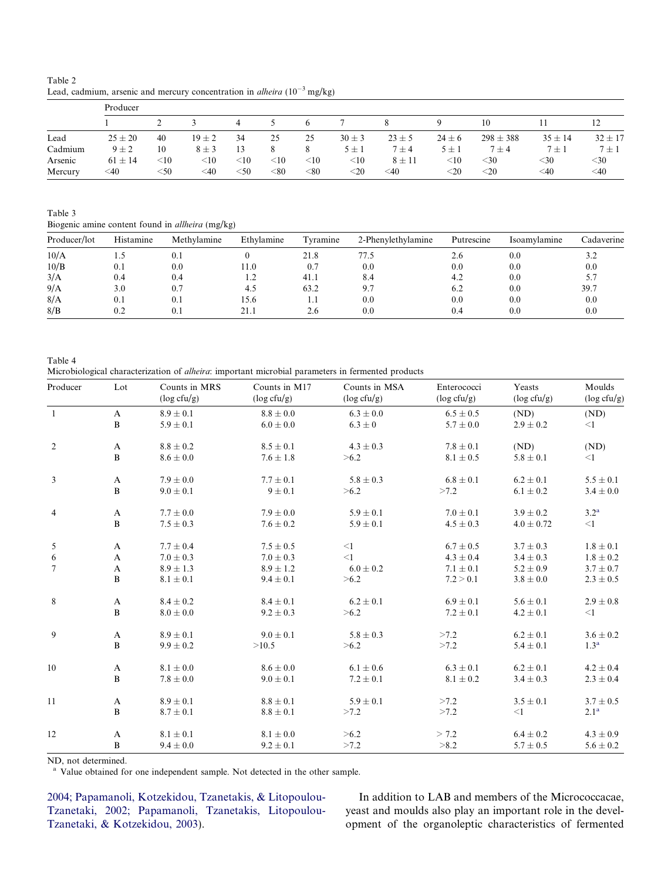Table 2
Lead, cadmium, arsenic and mercury concentration in *alheira* ($10^{-3}$ mg/kg)

| | Producer | | | | | | | | | | | |
|---|---|---|---|---|---|---|---|---|---|---|---|---|
| | 1 | 2 | 3 | 4 | 5 | 6 | 7 | 8 | 9 | 10 | 11 | 12 |
| Lead | 25 ± 20 | 40 | 19 ± 2 | 34 | 25 | 25 | 30 ± 3 | 23 ± 5 | 24 ± 6 | 298 ± 388 | 35 ± 14 | 32 ± 17 |
| Cadmium | 9 ± 2 | 10 | 8 ± 3 | 13 | 8 | 8 | 5 ± 1 | 7 ± 4 | 5 ± 1 | 7 ± 4 | 7 ± 1 | 7 ± 1 |
| Arsenic | 61 ± 14 | <10 | <10 | <10 | <10 | <10 | <10 | 8 ± 11 | <10 | <30 | <30 | <30 |
| Mercury | <40 | <50 | <40 | <50 | <80 | <80 | <20 | <40 | <20 | <20 | <40 | <40 |

Table 3
Biogenic amine content found in *allheira* (mg/kg)

| Producer/lot | Histamine | Methylamine | Ethylamine | Tyramine | 2-Phenylethylamine | Putrescine | Isoamylamine | Cadaverine |
|---|---|---|---|---|---|---|---|---|
| 10/A | 1.5 | 0.1 | 0 | 21.8 | 77.5 | 2.6 | 0.0 | 3.2 |
| 10/B | 0.1 | 0.0 | 11.0 | 0.7 | 0.0 | 0.0 | 0.0 | 0.0 |
| 3/A | 0.4 | 0.4 | 1.2 | 41.1 | 8.4 | 4.2 | 0.0 | 5.7 |
| 9/A | 3.0 | 0.7 | 4.5 | 63.2 | 9.7 | 6.2 | 0.0 | 39.7 |
| 8/A | 0.1 | 0.1 | 15.6 | 1.1 | 0.0 | 0.0 | 0.0 | 0.0 |
| 8/B | 0.2 | 0.1 | 21.1 | 2.6 | 0.0 | 0.4 | 0.0 | 0.0 |

Table 4
Microbiological characterization of *alheira*: important microbial parameters in fermented products

| Producer | Lot | Counts in MRS (log cfu/g) | Counts in M17 (log cfu/g) | Counts in MSA (log cfu/g) | Enterococci (log cfu/g) | Yeasts (log cfu/g) | Moulds (log cfu/g) |
|---|---|---|---|---|---|---|---|
| 1 | A | 8.9 ± 0.1 | 8.8 ± 0.0 | 6.3 ± 0.0 | 6.5 ± 0.5 | (ND) | (ND) |
| | B | 5.9 ± 0.1 | 6.0 ± 0.0 | 6.3 ± 0 | 5.7 ± 0.0 | 2.9 ± 0.2 | <1 |
| 2 | A | 8.8 ± 0.2 | 8.5 ± 0.1 | 4.3 ± 0.3 | 7.8 ± 0.1 | (ND) | (ND) |
| | B | 8.6 ± 0.0 | 7.6 ± 1.8 | >6.2 | 8.1 ± 0.5 | 5.8 ± 0.1 | <1 |
| 3 | A | 7.9 ± 0.0 | 7.7 ± 0.1 | 5.8 ± 0.3 | 6.8 ± 0.1 | 6.2 ± 0.1 | 5.5 ± 0.1 |
| | B | 9.0 ± 0.1 | 9 ± 0.1 | >6.2 | >7.2 | 6.1 ± 0.2 | 3.4 ± 0.0 |
| 4 | A | 7.7 ± 0.0 | 7.9 ± 0.0 | 5.9 ± 0.1 | 7.0 ± 0.1 | 3.9 ± 0.2 | 3.2[a] |
| | B | 7.5 ± 0.3 | 7.6 ± 0.2 | 5.9 ± 0.1 | 4.5 ± 0.3 | 4.0 ± 0.72 | <1 |
| 5 | A | 7.7 ± 0.4 | 7.5 ± 0.5 | <1 | 6.7 ± 0.5 | 3.7 ± 0.3 | 1.8 ± 0.1 |
| 6 | A | 7.0 ± 0.3 | 7.0 ± 0.3 | <1 | 4.3 ± 0.4 | 3.4 ± 0.3 | 1.8 ± 0.2 |
| 7 | A | 8.9 ± 1.3 | 8.9 ± 1.2 | 6.0 ± 0.2 | 7.1 ± 0.1 | 5.2 ± 0.9 | 3.7 ± 0.7 |
| | B | 8.1 ± 0.1 | 9.4 ± 0.1 | >6.2 | 7.2 > 0.1 | 3.8 ± 0.0 | 2.3 ± 0.5 |
| 8 | A | 8.4 ± 0.2 | 8.4 ± 0.1 | 6.2 ± 0.1 | 6.9 ± 0.1 | 5.6 ± 0.1 | 2.9 ± 0.8 |
| | B | 8.0 ± 0.0 | 9.2 ± 0.3 | >6.2 | 7.2 ± 0.1 | 4.2 ± 0.1 | <1 |
| 9 | A | 8.9 ± 0.1 | 9.0 ± 0.1 | 5.8 ± 0.3 | >7.2 | 6.2 ± 0.1 | 3.6 ± 0.2 |
| | B | 9.9 ± 0.2 | >10.5 | >6.2 | >7.2 | 5.4 ± 0.1 | 1.3[a] |
| 10 | A | 8.1 ± 0.0 | 8.6 ± 0.0 | 6.1 ± 0.6 | 6.3 ± 0.1 | 6.2 ± 0.1 | 4.2 ± 0.4 |
| | B | 7.8 ± 0.0 | 9.0 ± 0.1 | 7.2 ± 0.1 | 8.1 ± 0.2 | 3.4 ± 0.3 | 2.3 ± 0.4 |
| 11 | A | 8.9 ± 0.1 | 8.8 ± 0.1 | 5.9 ± 0.1 | >7.2 | 3.5 ± 0.1 | 3.7 ± 0.5 |
| | B | 8.7 ± 0.1 | 8.8 ± 0.1 | >7.2 | >7.2 | <1 | 2.1[a] |
| 12 | A | 8.1 ± 0.1 | 8.1 ± 0.0 | >6.2 | > 7.2 | 6.4 ± 0.2 | 4.3 ± 0.9 |
| | B | 9.4 ± 0.0 | 9.2 ± 0.1 | >7.2 | >8.2 | 5.7 ± 0.5 | 5.6 ± 0.2 |

ND, not determined.
[a] Value obtained for one independent sample. Not detected in the other sample.

2004; Papamanoli, Kotzekidou, Tzanetakis, & Litopoulou-Tzanetaki, 2002; Papamanoli, Tzanetakis, Litopoulou-Tzanetaki, & Kotzekidou, 2003).

In addition to LAB and members of the Micrococcacae, yeast and moulds also play an important role in the development of the organoleptic characteristics of fermented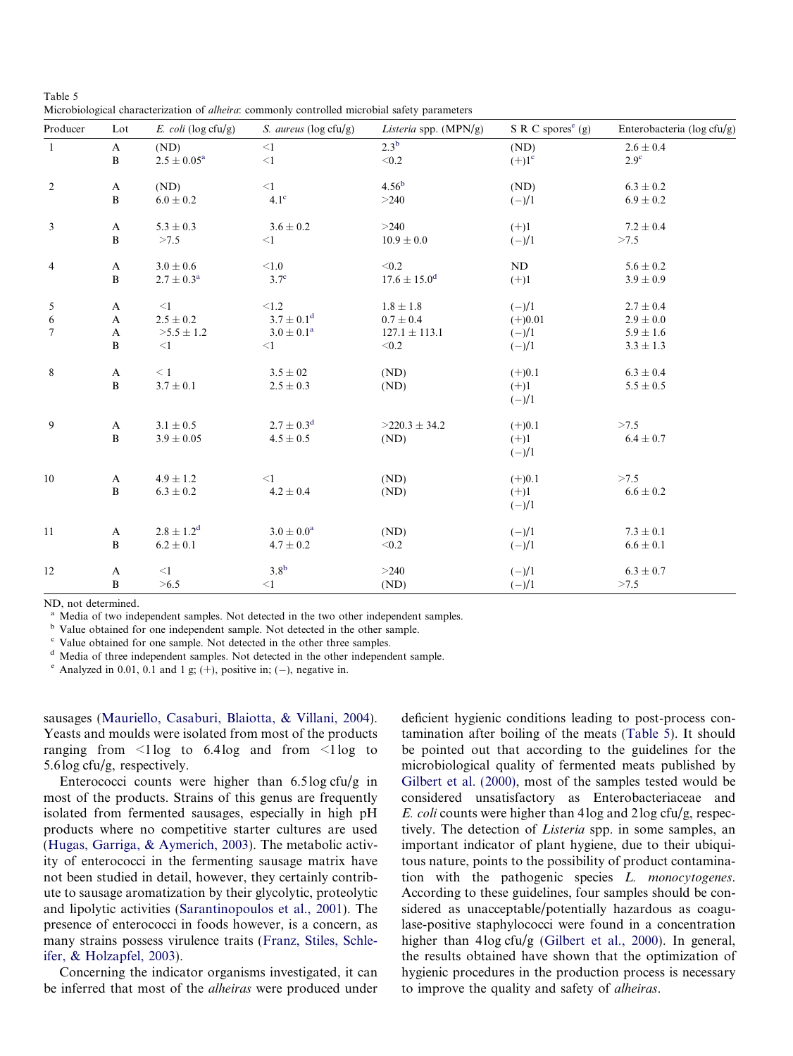Table 5
Microbiological characterization of *alheira*: commonly controlled microbial safety parameters

| Producer | Lot | *E. coli* (log cfu/g) | *S. aureus* (log cfu/g) | *Listeria* spp. (MPN/g) | S R C spores[e] (g) | Enterobacteria (log cfu/g) |
|---|---|---|---|---|---|---|
| 1 | A | (ND) | <1 | 2.3[b] | (ND) | 2.6 ± 0.4 |
| | B | 2.5 ± 0.05[a] | <1 | <0.2 | (+)1[c] | 2.9[c] |
| 2 | A | (ND) | <1 | 4.56[b] | (ND) | 6.3 ± 0.2 |
| | B | 6.0 ± 0.2 | 4.1[c] | >240 | (−)/1 | 6.9 ± 0.2 |
| 3 | A | 5.3 ± 0.3 | 3.6 ± 0.2 | >240 | (+)1 | 7.2 ± 0.4 |
| | B | >7.5 | <1 | 10.9 ± 0.0 | (−)/1 | >7.5 |
| 4 | A | 3.0 ± 0.6 | <1.0 | <0.2 | ND | 5.6 ± 0.2 |
| | B | 2.7 ± 0.3[a] | 3.7[c] | 17.6 ± 15.0[d] | (+)1 | 3.9 ± 0.9 |
| 5 | A | <1 | <1.2 | 1.8 ± 1.8 | (−)/1 | 2.7 ± 0.4 |
| 6 | A | 2.5 ± 0.2 | 3.7 ± 0.1[d] | 0.7 ± 0.4 | (+)0.01 | 2.9 ± 0.0 |
| 7 | A | >5.5 ± 1.2 | 3.0 ± 0.1[a] | 127.1 ± 113.1 | (−)/1 | 5.9 ± 1.6 |
| | B | <1 | <1 | <0.2 | (−)/1 | 3.3 ± 1.3 |
| 8 | A | < 1 | 3.5 ± 02 | (ND) | (+)0.1 | 6.3 ± 0.4 |
| | B | 3.7 ± 0.1 | 2.5 ± 0.3 | (ND) | (+)1<br>(−)/1 | 5.5 ± 0.5 |
| 9 | A | 3.1 ± 0.5 | 2.7 ± 0.3[d] | >220.3 ± 34.2 | (+)0.1 | >7.5 |
| | B | 3.9 ± 0.05 | 4.5 ± 0.5 | (ND) | (+)1<br>(−)/1 | 6.4 ± 0.7 |
| 10 | A | 4.9 ± 1.2 | <1 | (ND) | (+)0.1 | >7.5 |
| | B | 6.3 ± 0.2 | 4.2 ± 0.4 | (ND) | (+)1<br>(−)/1 | 6.6 ± 0.2 |
| 11 | A | 2.8 ± 1.2[d] | 3.0 ± 0.0[a] | (ND) | (−)/1 | 7.3 ± 0.1 |
| | B | 6.2 ± 0.1 | 4.7 ± 0.2 | <0.2 | (−)/1 | 6.6 ± 0.1 |
| 12 | A | <1 | 3.8[b] | >240 | (−)/1 | 6.3 ± 0.7 |
| | B | >6.5 | <1 | (ND) | (−)/1 | >7.5 |

ND, not determined.
[a] Media of two independent samples. Not detected in the two other independent samples.
[b] Value obtained for one independent sample. Not detected in the other sample.
[c] Value obtained for one sample. Not detected in the other three samples.
[d] Media of three independent samples. Not detected in the other independent sample.
[e] Analyzed in 0.01, 0.1 and 1 g; (+), positive in; (−), negative in.

sausages (Mauriello, Casaburi, Blaiotta, & Villani, 2004). Yeasts and moulds were isolated from most of the products ranging from <1 log to 6.4 log and from <1 log to 5.6 log cfu/g, respectively.

Enterococci counts were higher than 6.5 log cfu/g in most of the products. Strains of this genus are frequently isolated from fermented sausages, especially in high pH products where no competitive starter cultures are used (Hugas, Garriga, & Aymerich, 2003). The metabolic activity of enterococci in the fermenting sausage matrix have not been studied in detail, however, they certainly contribute to sausage aromatization by their glycolytic, proteolytic and lipolytic activities (Sarantinopoulos et al., 2001). The presence of enterococci in foods however, is a concern, as many strains possess virulence traits (Franz, Stiles, Schlefer, & Holzapfel, 2003).

Concerning the indicator organisms investigated, it can be inferred that most of the *alheiras* were produced under deficient hygienic conditions leading to post-process contamination after boiling of the meats (Table 5). It should be pointed out that according to the guidelines for the microbiological quality of fermented meats published by Gilbert et al. (2000), most of the samples tested would be considered unsatisfactory as Enterobacteriaceae and *E. coli* counts were higher than 4 log and 2 log cfu/g, respectively. The detection of *Listeria* spp. in some samples, an important indicator of plant hygiene, due to their ubiquitous nature, points to the possibility of product contamination with the pathogenic species *L. monocytogenes*. According to these guidelines, four samples should be considered as unacceptable/potentially hazardous as coagulase-positive staphylococci were found in a concentration higher than 4 log cfu/g (Gilbert et al., 2000). In general, the results obtained have shown that the optimization of hygienic procedures in the production process is necessary to improve the quality and safety of *alheiras*.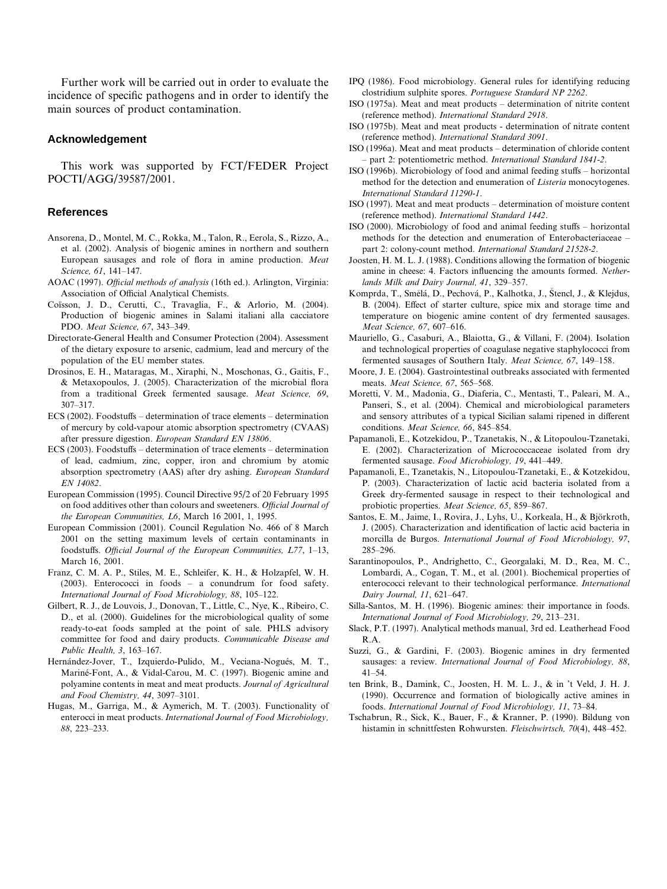Further work will be carried out in order to evaluate the incidence of specific pathogens and in order to identify the main sources of product contamination.

## Acknowledgement

This work was supported by FCT/FEDER Project POCTI/AGG/39587/2001.

## References

Ansorena, D., Montel, M. C., Rokka, M., Talon, R., Eerola, S., Rizzo, A., et al. (2002). Analysis of biogenic amines in northern and southern European sausages and role of flora in amine production. *Meat Science, 61*, 141–147.

AOAC (1997). *Official methods of analysis* (16th ed.). Arlington, Virginia: Association of Official Analytical Chemists.

Coïsson, J. D., Cerutti, C., Travaglia, F., & Arlorio, M. (2004). Production of biogenic amines in Salami italiani alla cacciatore PDO. *Meat Science, 67*, 343–349.

Directorate-General Health and Consumer Protection (2004). Assessment of the dietary exposure to arsenic, cadmium, lead and mercury of the population of the EU member states.

Drosinos, E. H., Mataragas, M., Xiraphi, N., Moschonas, G., Gaitis, F., & Metaxopoulos, J. (2005). Characterization of the microbial flora from a traditional Greek fermented sausage. *Meat Science, 69*, 307–317.

ECS (2002). Foodstuffs – determination of trace elements – determination of mercury by cold-vapour atomic absorption spectrometry (CVAAS) after pressure digestion. *European Standard EN 13806*.

ECS (2003). Foodstuffs – determination of trace elements – determination of lead, cadmium, zinc, copper, iron and chromium by atomic absorption spectrometry (AAS) after dry ashing. *European Standard EN 14082*.

European Commission (1995). Council Directive 95/2 of 20 February 1995 on food additives other than colours and sweeteners. *Official Journal of the European Communities, L6*, March 16 2001, 1, 1995.

European Commission (2001). Council Regulation No. 466 of 8 March 2001 on the setting maximum levels of certain contaminants in foodstuffs. *Official Journal of the European Communities, L77*, 1–13, March 16, 2001.

Franz, C. M. A. P., Stiles, M. E., Schleifer, K. H., & Holzapfel, W. H. (2003). Enterococci in foods – a conundrum for food safety. *International Journal of Food Microbiology, 88*, 105–122.

Gilbert, R. J., de Louvois, J., Donovan, T., Little, C., Nye, K., Ribeiro, C. D., et al. (2000). Guidelines for the microbiological quality of some ready-to-eat foods sampled at the point of sale. PHLS advisory committee for food and dairy products. *Communicable Disease and Public Health, 3*, 163–167.

Hernández-Jover, T., Izquierdo-Pulido, M., Veciana-Nogués, M. T., Mariné-Font, A., & Vidal-Carou, M. C. (1997). Biogenic amine and polyamine contents in meat and meat products. *Journal of Agricultural and Food Chemistry, 44*, 3097–3101.

Hugas, M., Garriga, M., & Aymerich, M. T. (2003). Functionality of enterocci in meat products. *International Journal of Food Microbiology, 88*, 223–233.

IPQ (1986). Food microbiology. General rules for identifying reducing clostridium sulphite spores. *Portuguese Standard NP 2262*.

ISO (1975a). Meat and meat products – determination of nitrite content (reference method). *International Standard 2918*.

ISO (1975b). Meat and meat products - determination of nitrate content (reference method). *International Standard 3091*.

ISO (1996a). Meat and meat products – determination of chloride content – part 2: potentiometric method. *International Standard 1841-2*.

ISO (1996b). Microbiology of food and animal feeding stuffs – horizontal method for the detection and enumeration of *Listeria* monocytogenes. *International Standard 11290-1*.

ISO (1997). Meat and meat products – determination of moisture content (reference method). *International Standard 1442*.

ISO (2000). Microbiology of food and animal feeding stuffs – horizontal methods for the detection and enumeration of Enterobacteriaceae – part 2: colony-count method. *International Standard 21528-2*.

Joosten, H. M. L. J. (1988). Conditions allowing the formation of biogenic amine in cheese: 4. Factors influencing the amounts formed. *Netherlands Milk and Dairy Journal, 41*, 329–357.

Komprda, T., Smělá, D., Pechová, P., Kalhotka, J., Štencl, J., & Klejdus, B. (2004). Effect of starter culture, spice mix and storage time and temperature on biogenic amine content of dry fermented sausages. *Meat Science, 67*, 607–616.

Mauriello, G., Casaburi, A., Blaiotta, G., & Villani, F. (2004). Isolation and technological properties of coagulase negative staphylococci from fermented sausages of Southern Italy. *Meat Science, 67*, 149–158.

Moore, J. E. (2004). Gastrointestinal outbreaks associated with fermented meats. *Meat Science, 67*, 565–568.

Moretti, V. M., Madonia, G., Diaferia, C., Mentasti, T., Paleari, M. A., Panseri, S., et al. (2004). Chemical and microbiological parameters and sensory attributes of a typical Sicilian salami ripened in different conditions. *Meat Science, 66*, 845–854.

Papamanoli, E., Kotzekidou, P., Tzanetakis, N., & Litopoulou-Tzanetaki, E. (2002). Characterization of Micrococcaceae isolated from dry fermented sausage. *Food Microbiology, 19*, 441–449.

Papamanoli, E., Tzanetakis, N., Litopoulou-Tzanetaki, E., & Kotzekidou, P. (2003). Characterization of lactic acid bacteria isolated from a Greek dry-fermented sausage in respect to their technological and probiotic properties. *Meat Science, 65*, 859–867.

Santos, E. M., Jaime, I., Rovira, J., Lyhs, U., Korkeala, H., & Björkroth, J. (2005). Characterization and identification of lactic acid bacteria in morcilla de Burgos. *International Journal of Food Microbiology, 97*, 285–296.

Sarantinopoulos, P., Andrighetto, C., Georgalaki, M. D., Rea, M. C., Lombardi, A., Cogan, T. M., et al. (2001). Biochemical properties of enterococci relevant to their technological performance. *International Dairy Journal, 11*, 621–647.

Silla-Santos, M. H. (1996). Biogenic amines: their importance in foods. *International Journal of Food Microbiology, 29*, 213–231.

Slack, P.T. (1997). Analytical methods manual, 3rd ed. Leatherhead Food R.A.

Suzzi, G., & Gardini, F. (2003). Biogenic amines in dry fermented sausages: a review. *International Journal of Food Microbiology, 88*, 41–54.

ten Brink, B., Damink, C., Joosten, H. M. L. J., & in 't Veld, J. H. J. (1990). Occurrence and formation of biologically active amines in foods. *International Journal of Food Microbiology, 11*, 73–84.

Tschabrun, R., Sick, K., Bauer, F., & Kranner, P. (1990). Bildung von histamin in schnittfesten Rohwursten. *Fleischwirtsch, 70*(4), 448–452.